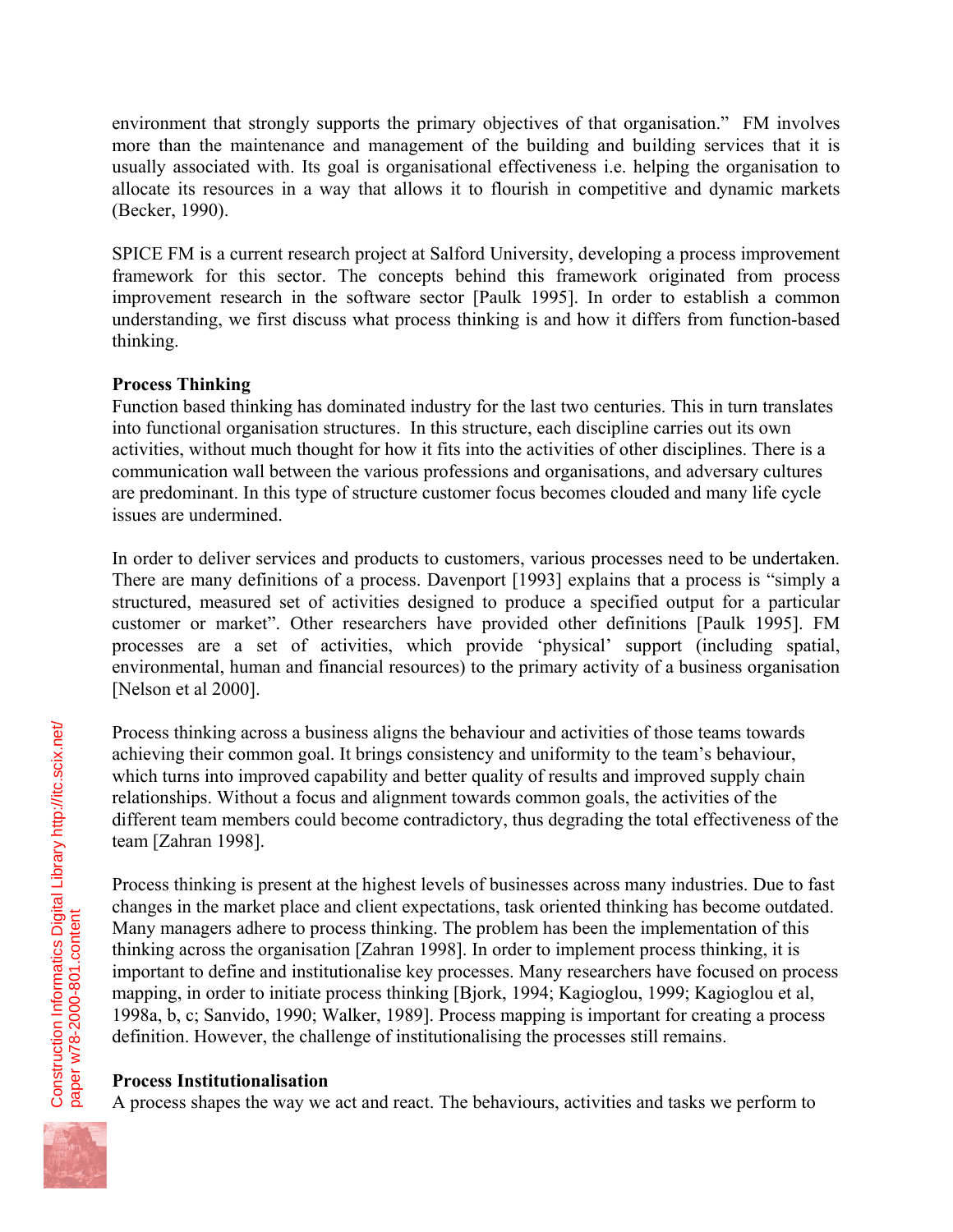environment that strongly supports the primary objectives of that organisation." FM involves more than the maintenance and management of the building and building services that it is usually associated with. Its goal is organisational effectiveness i.e. helping the organisation to allocate its resources in a way that allows it to flourish in competitive and dynamic markets (Becker, 1990).

SPICE FM is a current research project at Salford University, developing a process improvement framework for this sector. The concepts behind this framework originated from process improvement research in the software sector [Paulk 1995]. In order to establish a common understanding, we first discuss what process thinking is and how it differs from function-based thinking.

**Process Thinking**

Function based thinking has dominated industry for the last two centuries. This in turn translates into functional organisation structures. In this structure, each discipline carries out its own activities, without much thought for how it fits into the activities of other disciplines. There is a communication wall between the various professions and organisations, and adversary cultures are predominant. In this type of structure customer focus becomes clouded and many life cycle issues are undermined.

In order to deliver services and products to customers, various processes need to be undertaken. There are many definitions of a process. Davenport [1993] explains that a process is "simply a structured, measured set of activities designed to produce a specified output for a particular customer or market". Other researchers have provided other definitions [Paulk 1995]. FM processes are a set of activities, which provide 'physical' support (including spatial, environmental, human and financial resources) to the primary activity of a business organisation [Nelson et al 2000].

Process thinking across a business aligns the behaviour and activities of those teams towards achieving their common goal. It brings consistency and uniformity to the team's behaviour, which turns into improved capability and better quality of results and improved supply chain relationships. Without a focus and alignment towards common goals, the activities of the different team members could become contradictory, thus degrading the total effectiveness of the team [Zahran 1998].

Process thinking is present at the highest levels of businesses across many industries. Due to fast changes in the market place and client expectations, task oriented thinking has become outdated. Many managers adhere to process thinking. The problem has been the implementation of this thinking across the organisation [Zahran 1998]. In order to implement process thinking, it is important to define and institutionalise key processes. Many researchers have focused on process mapping, in order to initiate process thinking [Bjork, 1994; Kagioglou, 1999; Kagioglou et al, 1998a, b, c; Sanvido, 1990; Walker, 1989]. Process mapping is important for creating a process definition. However, the challenge of institutionalising the processes still remains.

**Process Institutionalisation**

A process shapes the way we act and react. The behaviours, activities and tasks we perform to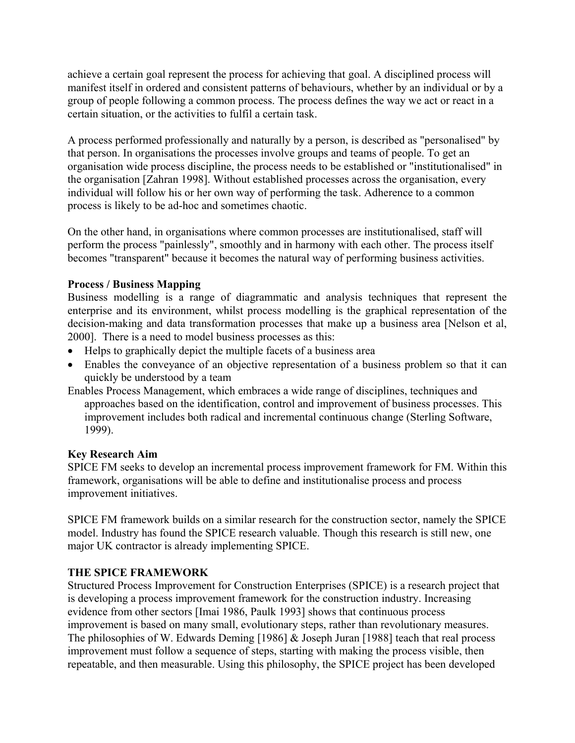achieve a certain goal represent the process for achieving that goal. A disciplined process will manifest itself in ordered and consistent patterns of behaviours, whether by an individual or by a group of people following a common process. The process defines the way we act or react in a certain situation, or the activities to fulfil a certain task.

A process performed professionally and naturally by a person, is described as "personalised" by that person. In organisations the processes involve groups and teams of people. To get an organisation wide process discipline, the process needs to be established or "institutionalised" in the organisation [Zahran 1998]. Without established processes across the organisation, every individual will follow his or her own way of performing the task. Adherence to a common process is likely to be ad-hoc and sometimes chaotic.

On the other hand, in organisations where common processes are institutionalised, staff will perform the process "painlessly", smoothly and in harmony with each other. The process itself becomes "transparent" because it becomes the natural way of performing business activities.

**Process / Business Mapping**

Business modelling is a range of diagrammatic and analysis techniques that represent the enterprise and its environment, whilst process modelling is the graphical representation of the decision-making and data transformation processes that make up a business area [Nelson et al, 2000]. There is a need to model business processes as this:

- Helps to graphically depict the multiple facets of a business area
- Enables the conveyance of an objective representation of a business problem so that it can quickly be understood by a team

Enables Process Management, which embraces a wide range of disciplines, techniques and approaches based on the identification, control and improvement of business processes. This improvement includes both radical and incremental continuous change (Sterling Software, 1999).

**Key Research Aim**

SPICE FM seeks to develop an incremental process improvement framework for FM. Within this framework, organisations will be able to define and institutionalise process and process improvement initiatives.

SPICE FM framework builds on a similar research for the construction sector, namely the SPICE model. Industry has found the SPICE research valuable. Though this research is still new, one major UK contractor is already implementing SPICE.

**THE SPICE FRAMEWORK**

Structured Process Improvement for Construction Enterprises (SPICE) is a research project that is developing a process improvement framework for the construction industry. Increasing evidence from other sectors [Imai 1986, Paulk 1993] shows that continuous process improvement is based on many small, evolutionary steps, rather than revolutionary measures. The philosophies of W. Edwards Deming [1986] & Joseph Juran [1988] teach that real process improvement must follow a sequence of steps, starting with making the process visible, then repeatable, and then measurable. Using this philosophy, the SPICE project has been developed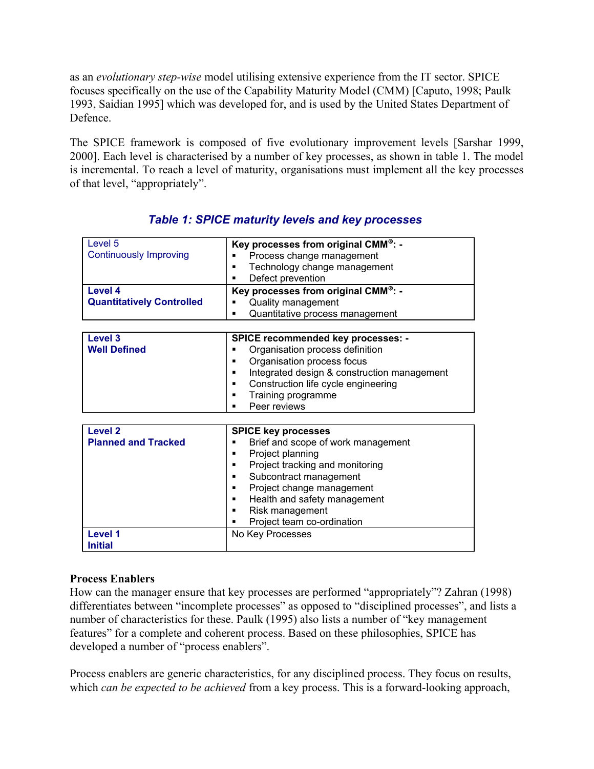as an *evolutionary step-wise* model utilising extensive experience from the IT sector. SPICE focuses specifically on the use of the Capability Maturity Model (CMM) [Caputo, 1998; Paulk 1993, Saidian 1995] which was developed for, and is used by the United States Department of Defence.

The SPICE framework is composed of five evolutionary improvement levels [Sarshar 1999, 2000]. Each level is characterised by a number of key processes, as shown in table 1. The model is incremental. To reach a level of maturity, organisations must implement all the key processes of that level, "appropriately".

### Table 1: SPICE maturity levels and key processes

| Level | Key processes |
| --- | --- |
| Level 5<br>Continuously Improving | **Key processes from original CMM®: -**<br>▪ Process change management<br>▪ Technology change management<br>▪ Defect prevention |
| **Level 4**<br>**Quantitatively Controlled** | **Key processes from original CMM®: -**<br>▪ Quality management<br>▪ Quantitative process management |
| **Level 3**<br>**Well Defined** | **SPICE recommended key processes: -**<br>▪ Organisation process definition<br>▪ Organisation process focus<br>▪ Integrated design & construction management<br>▪ Construction life cycle engineering<br>▪ Training programme<br>▪ Peer reviews |
| **Level 2**<br>**Planned and Tracked** | **SPICE key processes**<br>▪ Brief and scope of work management<br>▪ Project planning<br>▪ Project tracking and monitoring<br>▪ Subcontract management<br>▪ Project change management<br>▪ Health and safety management<br>▪ Risk management<br>▪ Project team co-ordination |
| **Level 1**<br>**Initial** | No Key Processes |

**Process Enablers**

How can the manager ensure that key processes are performed "appropriately"? Zahran (1998) differentiates between "incomplete processes" as opposed to "disciplined processes", and lists a number of characteristics for these. Paulk (1995) also lists a number of "key management features" for a complete and coherent process. Based on these philosophies, SPICE has developed a number of "process enablers".

Process enablers are generic characteristics, for any disciplined process. They focus on results, which *can be expected to be achieved* from a key process. This is a forward-looking approach,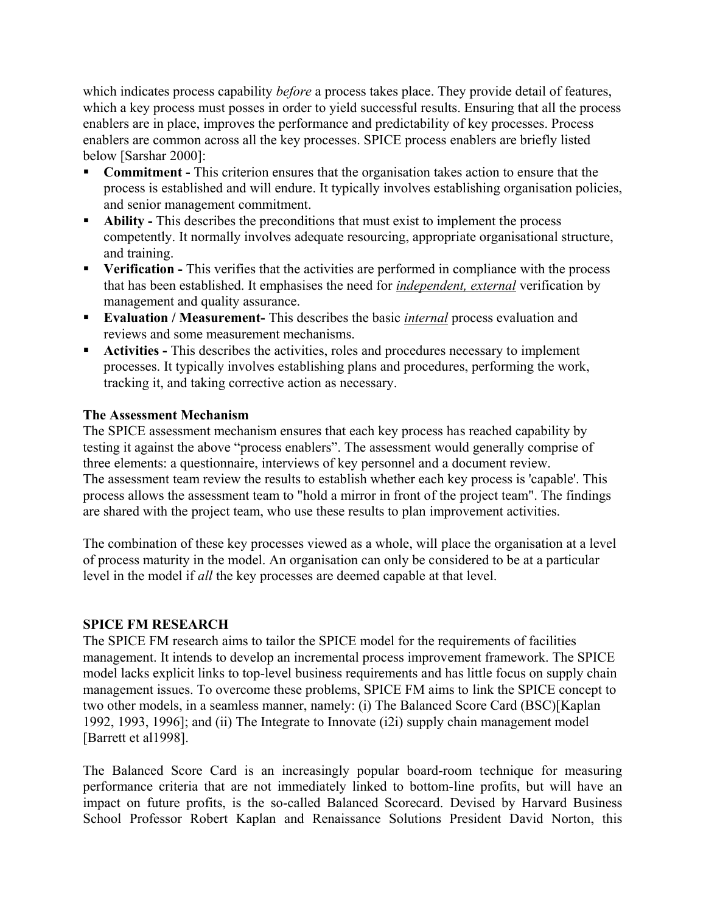which indicates process capability *before* a process takes place. They provide detail of features, which a key process must posses in order to yield successful results. Ensuring that all the process enablers are in place, improves the performance and predictability of key processes. Process enablers are common across all the key processes. SPICE process enablers are briefly listed below [Sarshar 2000]:

- **Commitment -** This criterion ensures that the organisation takes action to ensure that the process is established and will endure. It typically involves establishing organisation policies, and senior management commitment.
- **Ability -** This describes the preconditions that must exist to implement the process competently. It normally involves adequate resourcing, appropriate organisational structure, and training.
- **Verification -** This verifies that the activities are performed in compliance with the process that has been established. It emphasises the need for ***independent, external*** verification by management and quality assurance.
- **Evaluation / Measurement-** This describes the basic ***internal*** process evaluation and reviews and some measurement mechanisms.
- **Activities -** This describes the activities, roles and procedures necessary to implement processes. It typically involves establishing plans and procedures, performing the work, tracking it, and taking corrective action as necessary.

**The Assessment Mechanism**

The SPICE assessment mechanism ensures that each key process has reached capability by testing it against the above "process enablers". The assessment would generally comprise of three elements: a questionnaire, interviews of key personnel and a document review.
The assessment team review the results to establish whether each key process is 'capable'. This process allows the assessment team to "hold a mirror in front of the project team". The findings are shared with the project team, who use these results to plan improvement activities.

The combination of these key processes viewed as a whole, will place the organisation at a level of process maturity in the model. An organisation can only be considered to be at a particular level in the model if *all* the key processes are deemed capable at that level.

## SPICE FM RESEARCH

The SPICE FM research aims to tailor the SPICE model for the requirements of facilities management. It intends to develop an incremental process improvement framework. The SPICE model lacks explicit links to top-level business requirements and has little focus on supply chain management issues. To overcome these problems, SPICE FM aims to link the SPICE concept to two other models, in a seamless manner, namely: (i) The Balanced Score Card (BSC)[Kaplan 1992, 1993, 1996]; and (ii) The Integrate to Innovate (i2i) supply chain management model [Barrett et al1998].

The Balanced Score Card is an increasingly popular board-room technique for measuring performance criteria that are not immediately linked to bottom-line profits, but will have an impact on future profits, is the so-called Balanced Scorecard. Devised by Harvard Business School Professor Robert Kaplan and Renaissance Solutions President David Norton, this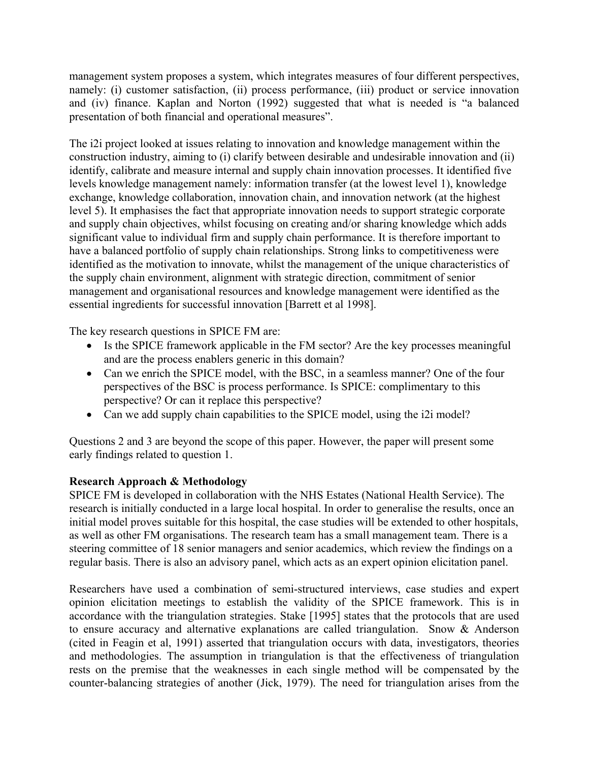management system proposes a system, which integrates measures of four different perspectives, namely: (i) customer satisfaction, (ii) process performance, (iii) product or service innovation and (iv) finance. Kaplan and Norton (1992) suggested that what is needed is "a balanced presentation of both financial and operational measures".

The i2i project looked at issues relating to innovation and knowledge management within the construction industry, aiming to (i) clarify between desirable and undesirable innovation and (ii) identify, calibrate and measure internal and supply chain innovation processes. It identified five levels knowledge management namely: information transfer (at the lowest level 1), knowledge exchange, knowledge collaboration, innovation chain, and innovation network (at the highest level 5). It emphasises the fact that appropriate innovation needs to support strategic corporate and supply chain objectives, whilst focusing on creating and/or sharing knowledge which adds significant value to individual firm and supply chain performance. It is therefore important to have a balanced portfolio of supply chain relationships. Strong links to competitiveness were identified as the motivation to innovate, whilst the management of the unique characteristics of the supply chain environment, alignment with strategic direction, commitment of senior management and organisational resources and knowledge management were identified as the essential ingredients for successful innovation [Barrett et al 1998].

The key research questions in SPICE FM are:

- Is the SPICE framework applicable in the FM sector? Are the key processes meaningful and are the process enablers generic in this domain?
- Can we enrich the SPICE model, with the BSC, in a seamless manner? One of the four perspectives of the BSC is process performance. Is SPICE: complimentary to this perspective? Or can it replace this perspective?
- Can we add supply chain capabilities to the SPICE model, using the i2i model?

Questions 2 and 3 are beyond the scope of this paper. However, the paper will present some early findings related to question 1.

**Research Approach & Methodology**

SPICE FM is developed in collaboration with the NHS Estates (National Health Service). The research is initially conducted in a large local hospital. In order to generalise the results, once an initial model proves suitable for this hospital, the case studies will be extended to other hospitals, as well as other FM organisations. The research team has a small management team. There is a steering committee of 18 senior managers and senior academics, which review the findings on a regular basis. There is also an advisory panel, which acts as an expert opinion elicitation panel.

Researchers have used a combination of semi-structured interviews, case studies and expert opinion elicitation meetings to establish the validity of the SPICE framework. This is in accordance with the triangulation strategies. Stake [1995] states that the protocols that are used to ensure accuracy and alternative explanations are called triangulation. Snow & Anderson (cited in Feagin et al, 1991) asserted that triangulation occurs with data, investigators, theories and methodologies. The assumption in triangulation is that the effectiveness of triangulation rests on the premise that the weaknesses in each single method will be compensated by the counter-balancing strategies of another (Jick, 1979). The need for triangulation arises from the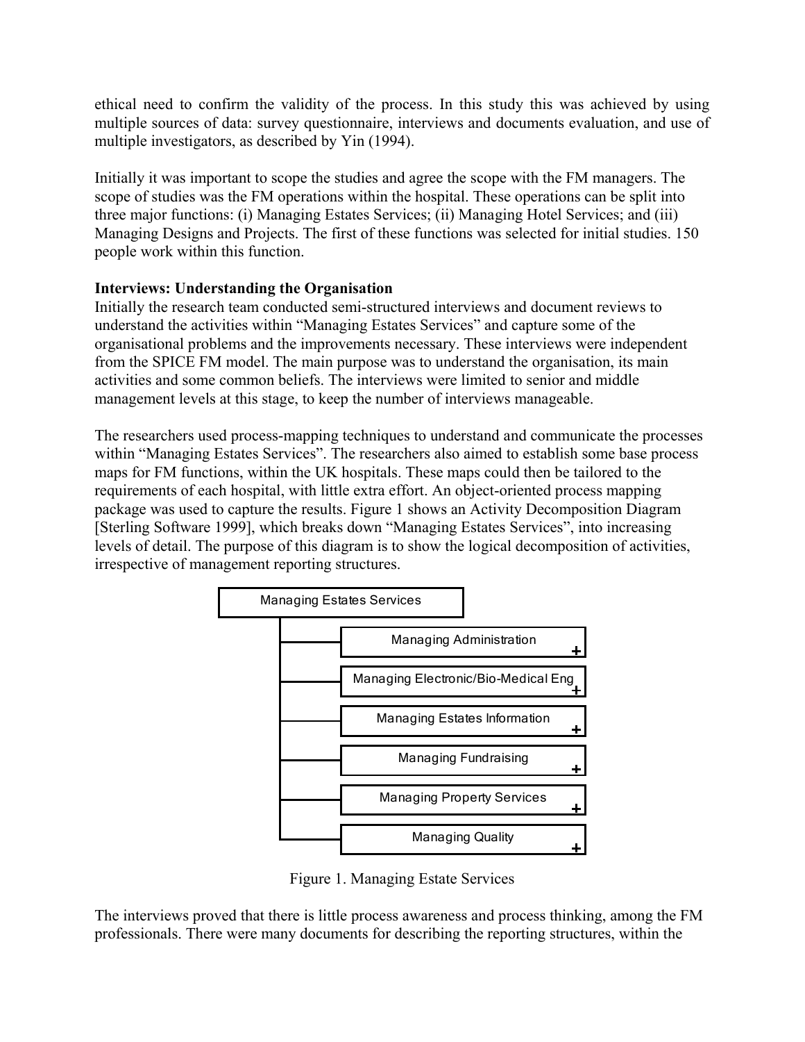ethical need to confirm the validity of the process. In this study this was achieved by using multiple sources of data: survey questionnaire, interviews and documents evaluation, and use of multiple investigators, as described by Yin (1994).

Initially it was important to scope the studies and agree the scope with the FM managers. The scope of studies was the FM operations within the hospital. These operations can be split into three major functions: (i) Managing Estates Services; (ii) Managing Hotel Services; and (iii) Managing Designs and Projects. The first of these functions was selected for initial studies. 150 people work within this function.

**Interviews: Understanding the Organisation**

Initially the research team conducted semi-structured interviews and document reviews to understand the activities within "Managing Estates Services" and capture some of the organisational problems and the improvements necessary. These interviews were independent from the SPICE FM model. The main purpose was to understand the organisation, its main activities and some common beliefs. The interviews were limited to senior and middle management levels at this stage, to keep the number of interviews manageable.

The researchers used process-mapping techniques to understand and communicate the processes within "Managing Estates Services". The researchers also aimed to establish some base process maps for FM functions, within the UK hospitals. These maps could then be tailored to the requirements of each hospital, with little extra effort. An object-oriented process mapping package was used to capture the results. Figure 1 shows an Activity Decomposition Diagram [Sterling Software 1999], which breaks down "Managing Estates Services", into increasing levels of detail. The purpose of this diagram is to show the logical decomposition of activities, irrespective of management reporting structures.

- Managing Estates Services
  - Managing Administration +
  - Managing Electronic/Bio-Medical Eng +
  - Managing Estates Information +
  - Managing Fundraising +
  - Managing Property Services +
  - Managing Quality +

Figure 1. Managing Estate Services

The interviews proved that there is little process awareness and process thinking, among the FM professionals. There were many documents for describing the reporting structures, within the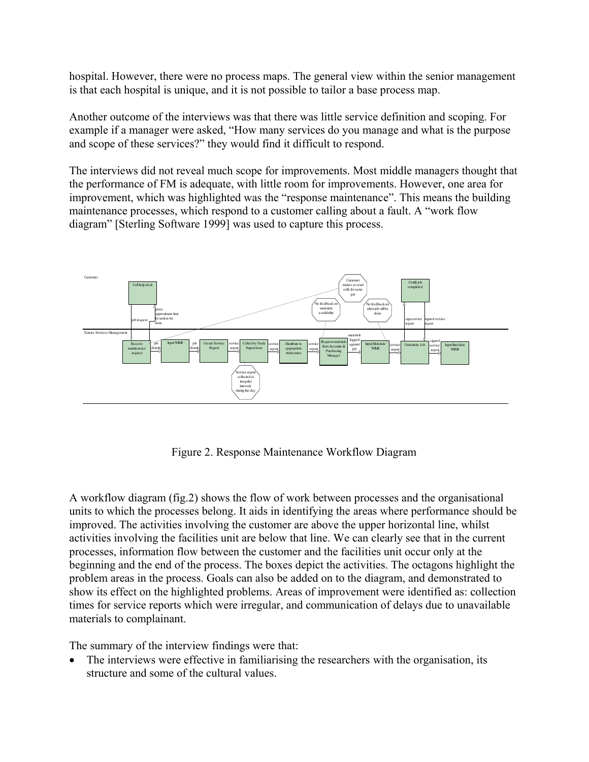hospital. However, there were no process maps. The general view within the senior management is that each hospital is unique, and it is not possible to tailor a base process map.

Another outcome of the interviews was that there was little service definition and scoping. For example if a manager were asked, "How many services do you manage and what is the purpose and scope of these services?" they would find it difficult to respond.

The interviews did not reveal much scope for improvements. Most middle managers thought that the performance of FM is adequate, with little room for improvements. However, one area for improvement, which was highlighted was the "response maintenance". This means the building maintenance processes, which respond to a customer calling about a fault. A "work flow diagram" [Sterling Software 1999] was used to capture this process.

Figure 2. Response Maintenance Workflow Diagram

A workflow diagram (fig.2) shows the flow of work between processes and the organisational units to which the processes belong. It aids in identifying the areas where performance should be improved. The activities involving the customer are above the upper horizontal line, whilst activities involving the facilities unit are below that line. We can clearly see that in the current processes, information flow between the customer and the facilities unit occur only at the beginning and the end of the process. The boxes depict the activities. The octagons highlight the problem areas in the process. Goals can also be added on to the diagram, and demonstrated to show its effect on the highlighted problems. Areas of improvement were identified as: collection times for service reports which were irregular, and communication of delays due to unavailable materials to complainant.

The summary of the interview findings were that:

- The interviews were effective in familiarising the researchers with the organisation, its structure and some of the cultural values.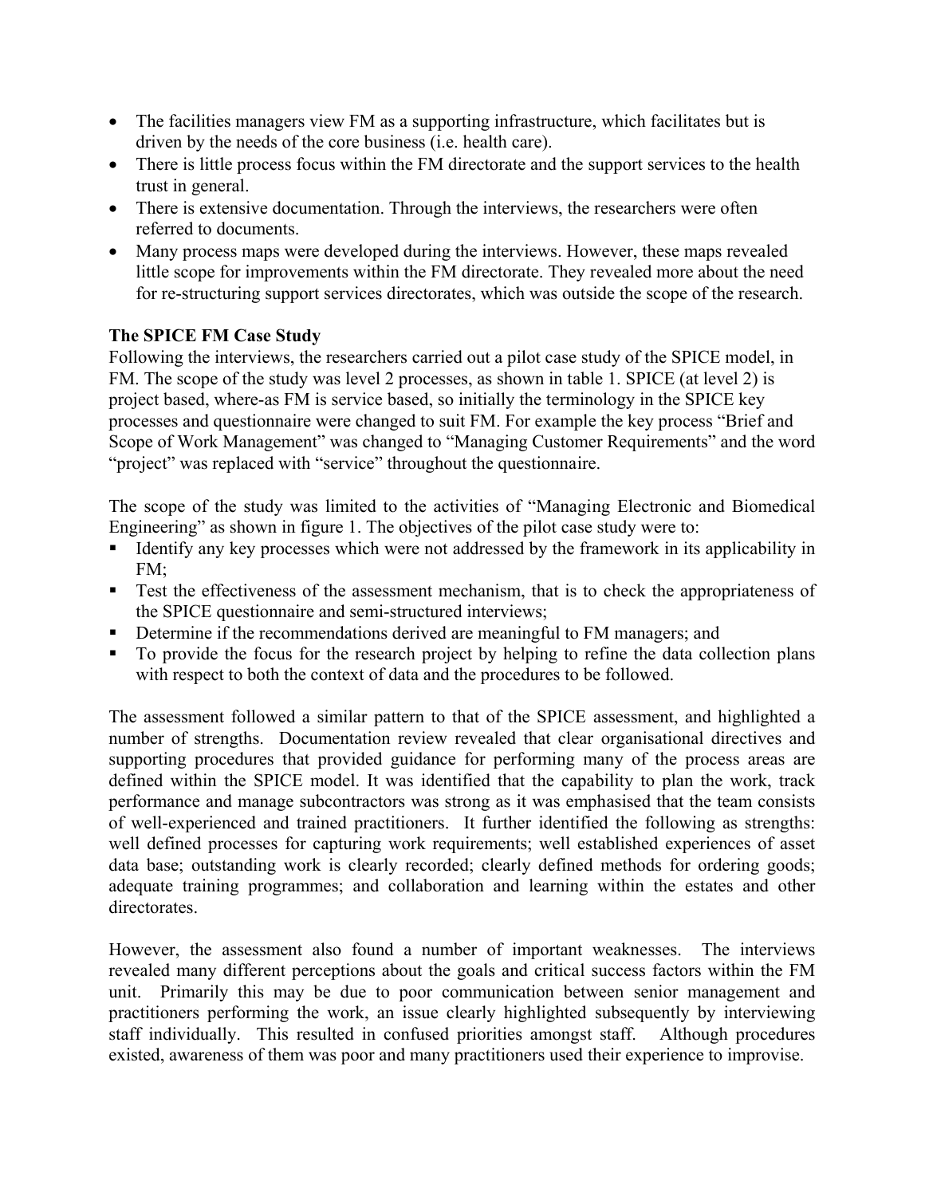- The facilities managers view FM as a supporting infrastructure, which facilitates but is driven by the needs of the core business (i.e. health care).
- There is little process focus within the FM directorate and the support services to the health trust in general.
- There is extensive documentation. Through the interviews, the researchers were often referred to documents.
- Many process maps were developed during the interviews. However, these maps revealed little scope for improvements within the FM directorate. They revealed more about the need for re-structuring support services directorates, which was outside the scope of the research.

**The SPICE FM Case Study**

Following the interviews, the researchers carried out a pilot case study of the SPICE model, in FM. The scope of the study was level 2 processes, as shown in table 1. SPICE (at level 2) is project based, where-as FM is service based, so initially the terminology in the SPICE key processes and questionnaire were changed to suit FM. For example the key process "Brief and Scope of Work Management" was changed to "Managing Customer Requirements" and the word "project" was replaced with "service" throughout the questionnaire.

The scope of the study was limited to the activities of "Managing Electronic and Biomedical Engineering" as shown in figure 1. The objectives of the pilot case study were to:

- Identify any key processes which were not addressed by the framework in its applicability in FM;
- Test the effectiveness of the assessment mechanism, that is to check the appropriateness of the SPICE questionnaire and semi-structured interviews;
- Determine if the recommendations derived are meaningful to FM managers; and
- To provide the focus for the research project by helping to refine the data collection plans with respect to both the context of data and the procedures to be followed.

The assessment followed a similar pattern to that of the SPICE assessment, and highlighted a number of strengths. Documentation review revealed that clear organisational directives and supporting procedures that provided guidance for performing many of the process areas are defined within the SPICE model. It was identified that the capability to plan the work, track performance and manage subcontractors was strong as it was emphasised that the team consists of well-experienced and trained practitioners. It further identified the following as strengths: well defined processes for capturing work requirements; well established experiences of asset data base; outstanding work is clearly recorded; clearly defined methods for ordering goods; adequate training programmes; and collaboration and learning within the estates and other directorates.

However, the assessment also found a number of important weaknesses. The interviews revealed many different perceptions about the goals and critical success factors within the FM unit. Primarily this may be due to poor communication between senior management and practitioners performing the work, an issue clearly highlighted subsequently by interviewing staff individually. This resulted in confused priorities amongst staff. Although procedures existed, awareness of them was poor and many practitioners used their experience to improvise.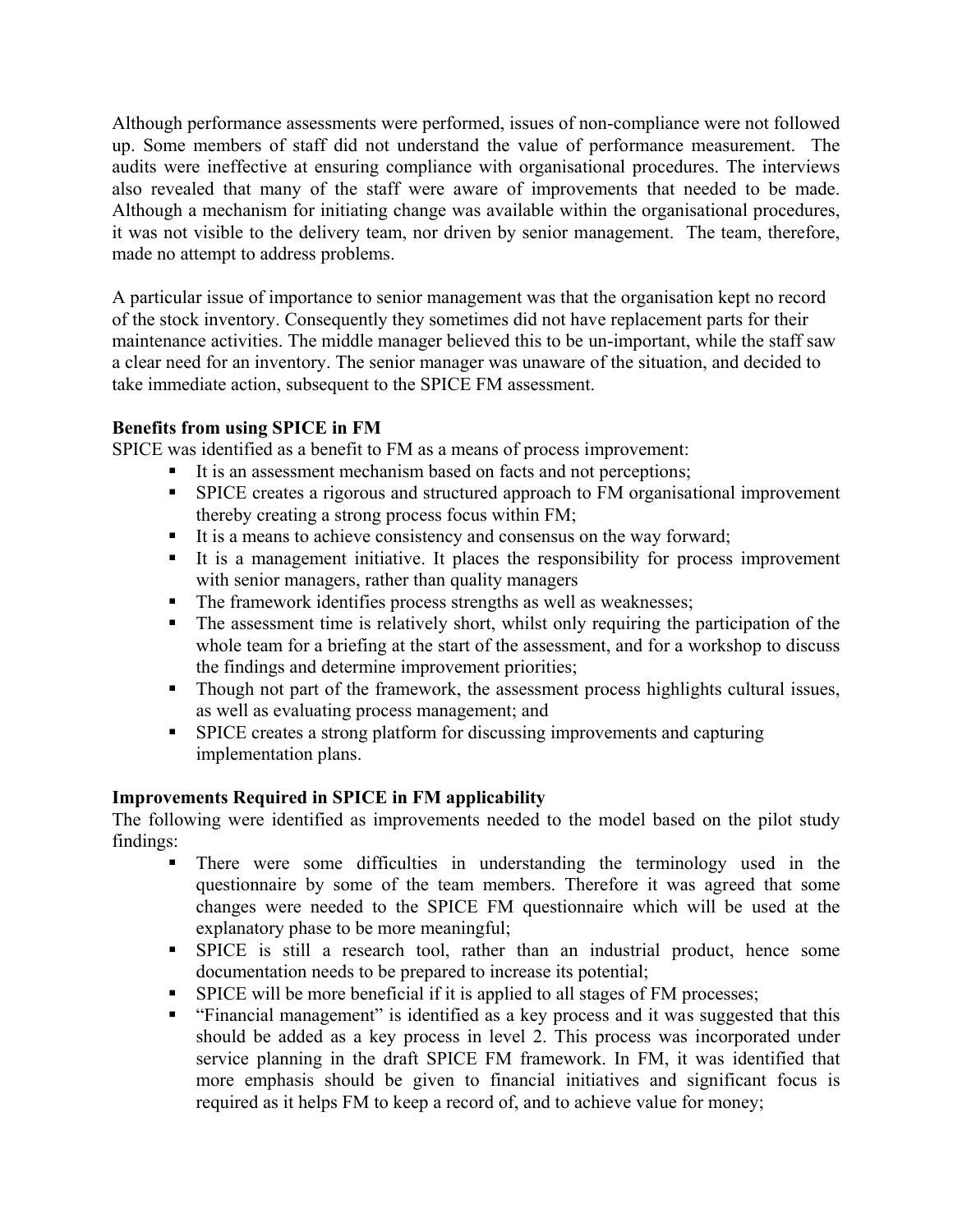Although performance assessments were performed, issues of non-compliance were not followed up. Some members of staff did not understand the value of performance measurement. The audits were ineffective at ensuring compliance with organisational procedures. The interviews also revealed that many of the staff were aware of improvements that needed to be made. Although a mechanism for initiating change was available within the organisational procedures, it was not visible to the delivery team, nor driven by senior management. The team, therefore, made no attempt to address problems.

A particular issue of importance to senior management was that the organisation kept no record of the stock inventory. Consequently they sometimes did not have replacement parts for their maintenance activities. The middle manager believed this to be un-important, while the staff saw a clear need for an inventory. The senior manager was unaware of the situation, and decided to take immediate action, subsequent to the SPICE FM assessment.

**Benefits from using SPICE in FM**

SPICE was identified as a benefit to FM as a means of process improvement:

- It is an assessment mechanism based on facts and not perceptions;
- SPICE creates a rigorous and structured approach to FM organisational improvement thereby creating a strong process focus within FM;
- It is a means to achieve consistency and consensus on the way forward;
- It is a management initiative. It places the responsibility for process improvement with senior managers, rather than quality managers
- The framework identifies process strengths as well as weaknesses;
- The assessment time is relatively short, whilst only requiring the participation of the whole team for a briefing at the start of the assessment, and for a workshop to discuss the findings and determine improvement priorities;
- Though not part of the framework, the assessment process highlights cultural issues, as well as evaluating process management; and
- SPICE creates a strong platform for discussing improvements and capturing implementation plans.

**Improvements Required in SPICE in FM applicability**

The following were identified as improvements needed to the model based on the pilot study findings:

- There were some difficulties in understanding the terminology used in the questionnaire by some of the team members. Therefore it was agreed that some changes were needed to the SPICE FM questionnaire which will be used at the explanatory phase to be more meaningful;
- SPICE is still a research tool, rather than an industrial product, hence some documentation needs to be prepared to increase its potential;
- SPICE will be more beneficial if it is applied to all stages of FM processes;
- "Financial management" is identified as a key process and it was suggested that this should be added as a key process in level 2. This process was incorporated under service planning in the draft SPICE FM framework. In FM, it was identified that more emphasis should be given to financial initiatives and significant focus is required as it helps FM to keep a record of, and to achieve value for money;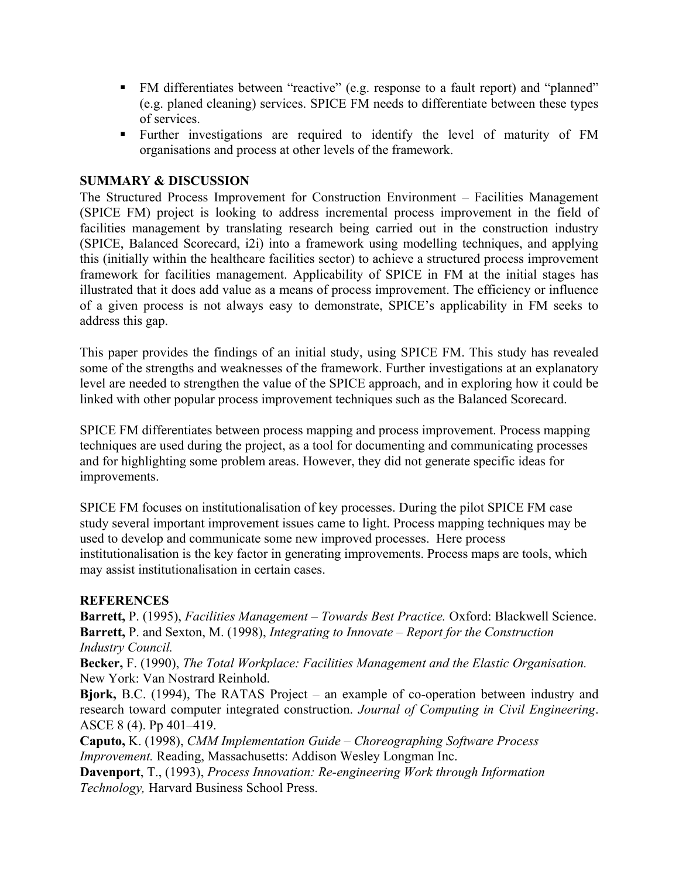- FM differentiates between "reactive" (e.g. response to a fault report) and "planned" (e.g. planed cleaning) services. SPICE FM needs to differentiate between these types of services.
- Further investigations are required to identify the level of maturity of FM organisations and process at other levels of the framework.

## SUMMARY & DISCUSSION

The Structured Process Improvement for Construction Environment – Facilities Management (SPICE FM) project is looking to address incremental process improvement in the field of facilities management by translating research being carried out in the construction industry (SPICE, Balanced Scorecard, i2i) into a framework using modelling techniques, and applying this (initially within the healthcare facilities sector) to achieve a structured process improvement framework for facilities management. Applicability of SPICE in FM at the initial stages has illustrated that it does add value as a means of process improvement. The efficiency or influence of a given process is not always easy to demonstrate, SPICE's applicability in FM seeks to address this gap.

This paper provides the findings of an initial study, using SPICE FM. This study has revealed some of the strengths and weaknesses of the framework. Further investigations at an explanatory level are needed to strengthen the value of the SPICE approach, and in exploring how it could be linked with other popular process improvement techniques such as the Balanced Scorecard.

SPICE FM differentiates between process mapping and process improvement. Process mapping techniques are used during the project, as a tool for documenting and communicating processes and for highlighting some problem areas. However, they did not generate specific ideas for improvements.

SPICE FM focuses on institutionalisation of key processes. During the pilot SPICE FM case study several important improvement issues came to light. Process mapping techniques may be used to develop and communicate some new improved processes. Here process institutionalisation is the key factor in generating improvements. Process maps are tools, which may assist institutionalisation in certain cases.

## REFERENCES

**Barrett,** P. (1995), *Facilities Management – Towards Best Practice.* Oxford: Blackwell Science.

**Barrett,** P. and Sexton, M. (1998), *Integrating to Innovate – Report for the Construction Industry Council.*

**Becker,** F. (1990), *The Total Workplace: Facilities Management and the Elastic Organisation.* New York: Van Nostrard Reinhold.

**Bjork,** B.C. (1994), The RATAS Project – an example of co-operation between industry and research toward computer integrated construction. *Journal of Computing in Civil Engineering*. ASCE 8 (4). Pp 401–419.

**Caputo,** K. (1998), *CMM Implementation Guide – Choreographing Software Process Improvement.* Reading, Massachusetts: Addison Wesley Longman Inc.

**Davenport**, T., (1993), *Process Innovation: Re-engineering Work through Information Technology,* Harvard Business School Press.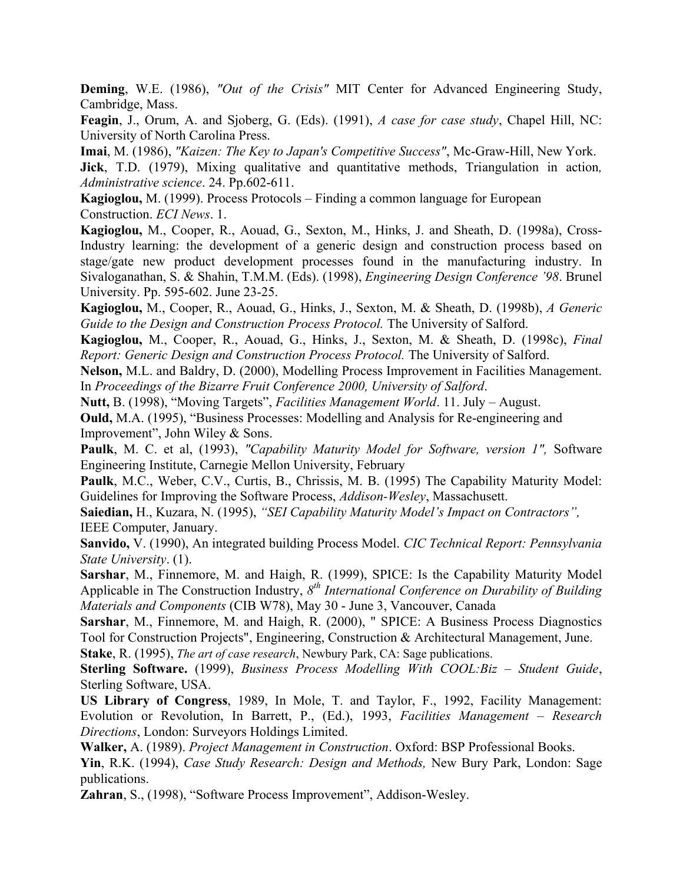**Deming**, W.E. (1986), *"Out of the Crisis"* MIT Center for Advanced Engineering Study, Cambridge, Mass.

**Feagin**, J., Orum, A. and Sjoberg, G. (Eds). (1991), *A case for case study*, Chapel Hill, NC: University of North Carolina Press.

**Imai**, M. (1986), *"Kaizen: The Key to Japan's Competitive Success"*, Mc-Graw-Hill, New York.

**Jick**, T.D. (1979), Mixing qualitative and quantitative methods, Triangulation in action*, Administrative science*. 24. Pp.602-611.

**Kagioglou,** M. (1999). Process Protocols – Finding a common language for European Construction. *ECI News*. 1.

**Kagioglou,** M., Cooper, R., Aouad, G., Sexton, M., Hinks, J. and Sheath, D. (1998a), Cross-Industry learning: the development of a generic design and construction process based on stage/gate new product development processes found in the manufacturing industry. In Sivaloganathan, S. & Shahin, T.M.M. (Eds). (1998), *Engineering Design Conference '98*. Brunel University. Pp. 595-602. June 23-25.

**Kagioglou,** M., Cooper, R., Aouad, G., Hinks, J., Sexton, M. & Sheath, D. (1998b), *A Generic Guide to the Design and Construction Process Protocol.* The University of Salford.

**Kagioglou,** M., Cooper, R., Aouad, G., Hinks, J., Sexton, M. & Sheath, D. (1998c), *Final Report: Generic Design and Construction Process Protocol.* The University of Salford.

**Nelson,** M.L. and Baldry, D. (2000), Modelling Process Improvement in Facilities Management. In *Proceedings of the Bizarre Fruit Conference 2000, University of Salford*.

**Nutt,** B. (1998), "Moving Targets", *Facilities Management World*. 11. July – August.

**Ould,** M.A. (1995), "Business Processes: Modelling and Analysis for Re-engineering and Improvement", John Wiley & Sons.

**Paulk**, M. C. et al, (1993), *"Capability Maturity Model for Software, version 1",* Software Engineering Institute, Carnegie Mellon University, February

**Paulk**, M.C., Weber, C.V., Curtis, B., Chrissis, M. B. (1995) The Capability Maturity Model: Guidelines for Improving the Software Process, *Addison-Wesley*, Massachusett.

**Saiedian,** H., Kuzara, N. (1995), *"SEI Capability Maturity Model's Impact on Contractors",* IEEE Computer, January.

**Sanvido,** V. (1990), An integrated building Process Model. *CIC Technical Report: Pennsylvania State University*. (1).

**Sarshar**, M., Finnemore, M. and Haigh, R. (1999), SPICE: Is the Capability Maturity Model Applicable in The Construction Industry, *8th International Conference on Durability of Building Materials and Components* (CIB W78), May 30 - June 3, Vancouver, Canada

**Sarshar**, M., Finnemore, M. and Haigh, R. (2000), " SPICE: A Business Process Diagnostics Tool for Construction Projects", Engineering, Construction & Architectural Management, June.

**Stake**, R. (1995), *The art of case research*, Newbury Park, CA: Sage publications.

**Sterling Software.** (1999), *Business Process Modelling With COOL:Biz – Student Guide*, Sterling Software, USA.

**US Library of Congress**, 1989, In Mole, T. and Taylor, F., 1992, Facility Management: Evolution or Revolution, In Barrett, P., (Ed.), 1993, *Facilities Management – Research Directions*, London: Surveyors Holdings Limited.

**Walker,** A. (1989). *Project Management in Construction*. Oxford: BSP Professional Books.

**Yin**, R.K. (1994), *Case Study Research: Design and Methods,* New Bury Park, London: Sage publications.

**Zahran**, S., (1998), "Software Process Improvement", Addison-Wesley.